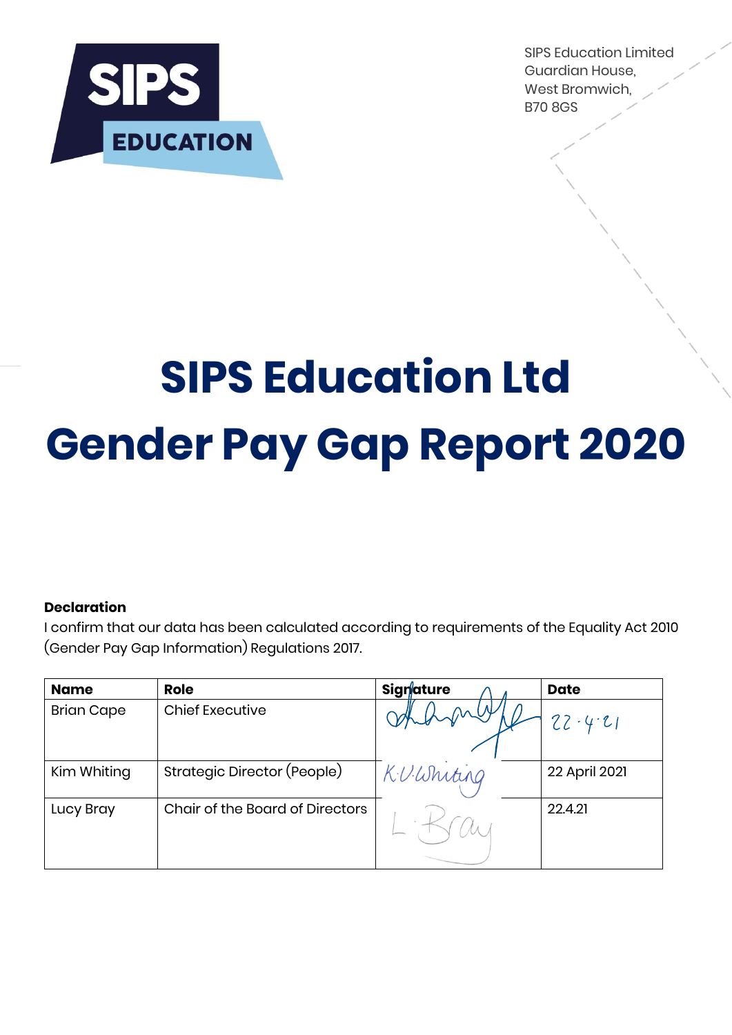SIPS Education Limited
Guardian House,
West Bromwich,
B70 8GS

# SIPS Education Ltd
# Gender Pay Gap Report 2020

**Declaration**

I confirm that our data has been calculated according to requirements of the Equality Act 2010 (Gender Pay Gap Information) Regulations 2017.

| **Name** | **Role** | **Signature** | **Date** |
|---|---|---|---|
| Brian Cape | Chief Executive | | 22·4·21 |
| Kim Whiting | Strategic Director (People) | K.V.Whiting | 22 April 2021 |
| Lucy Bray | Chair of the Board of Directors | L·Bray | 22.4.21 |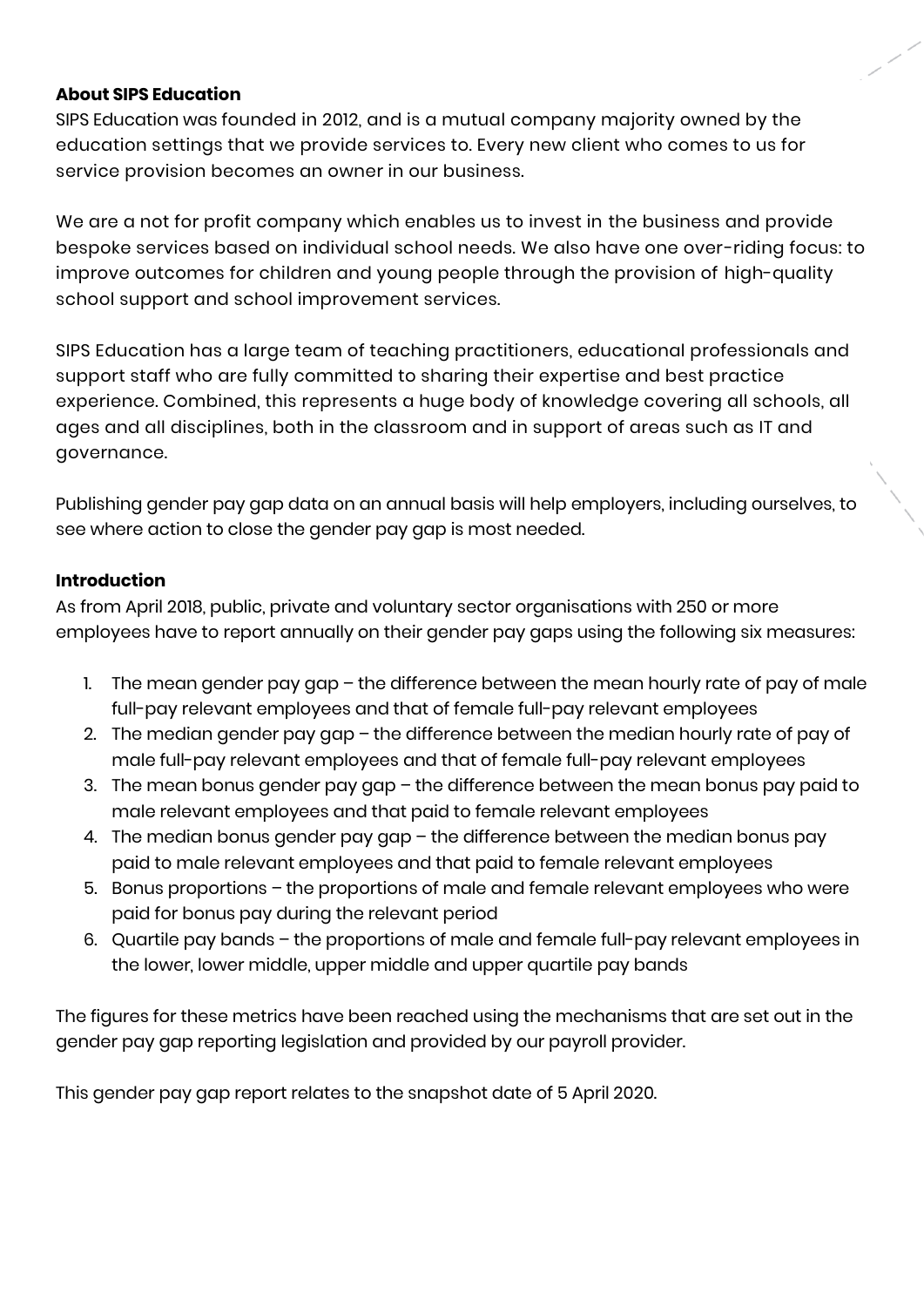**About SIPS Education**

SIPS Education was founded in 2012, and is a mutual company majority owned by the education settings that we provide services to. Every new client who comes to us for service provision becomes an owner in our business.

We are a not for profit company which enables us to invest in the business and provide bespoke services based on individual school needs. We also have one over-riding focus: to improve outcomes for children and young people through the provision of high-quality school support and school improvement services.

SIPS Education has a large team of teaching practitioners, educational professionals and support staff who are fully committed to sharing their expertise and best practice experience. Combined, this represents a huge body of knowledge covering all schools, all ages and all disciplines, both in the classroom and in support of areas such as IT and governance.

Publishing gender pay gap data on an annual basis will help employers, including ourselves, to see where action to close the gender pay gap is most needed.

**Introduction**

As from April 2018, public, private and voluntary sector organisations with 250 or more employees have to report annually on their gender pay gaps using the following six measures:

1. The mean gender pay gap – the difference between the mean hourly rate of pay of male full-pay relevant employees and that of female full-pay relevant employees
2. The median gender pay gap – the difference between the median hourly rate of pay of male full-pay relevant employees and that of female full-pay relevant employees
3. The mean bonus gender pay gap – the difference between the mean bonus pay paid to male relevant employees and that paid to female relevant employees
4. The median bonus gender pay gap – the difference between the median bonus pay paid to male relevant employees and that paid to female relevant employees
5. Bonus proportions – the proportions of male and female relevant employees who were paid for bonus pay during the relevant period
6. Quartile pay bands – the proportions of male and female full-pay relevant employees in the lower, lower middle, upper middle and upper quartile pay bands

The figures for these metrics have been reached using the mechanisms that are set out in the gender pay gap reporting legislation and provided by our payroll provider.

This gender pay gap report relates to the snapshot date of 5 April 2020.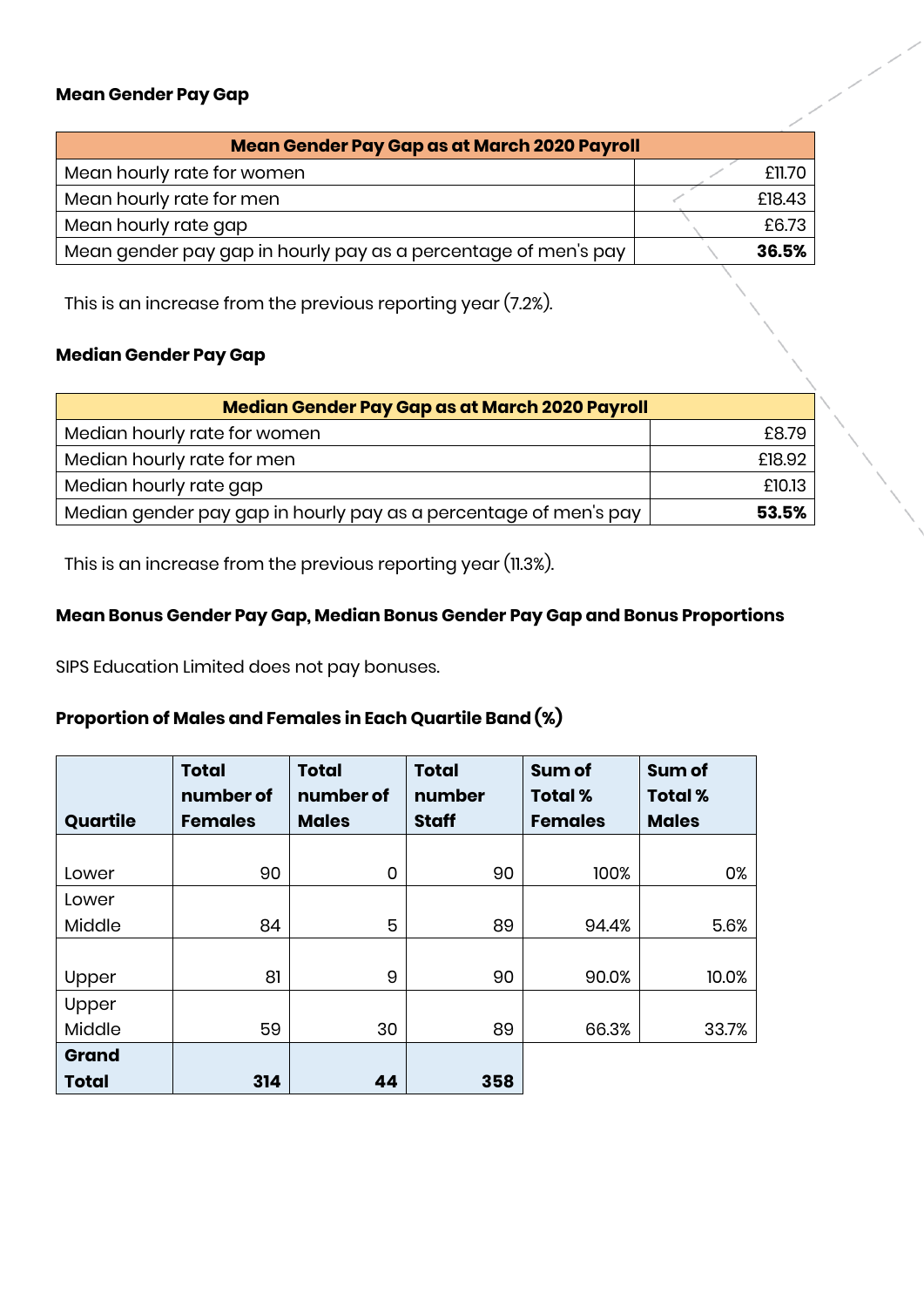### Mean Gender Pay Gap

| Mean Gender Pay Gap as at March 2020 Payroll | |
|---|---|
| Mean hourly rate for women | £11.70 |
| Mean hourly rate for men | £18.43 |
| Mean hourly rate gap | £6.73 |
| Mean gender pay gap in hourly pay as a percentage of men's pay | **36.5%** |

This is an increase from the previous reporting year (7.2%).

### Median Gender Pay Gap

| Median Gender Pay Gap as at March 2020 Payroll | |
|---|---|
| Median hourly rate for women | £8.79 |
| Median hourly rate for men | £18.92 |
| Median hourly rate gap | £10.13 |
| Median gender pay gap in hourly pay as a percentage of men's pay | **53.5%** |

This is an increase from the previous reporting year (11.3%).

### Mean Bonus Gender Pay Gap, Median Bonus Gender Pay Gap and Bonus Proportions

SIPS Education Limited does not pay bonuses.

### Proportion of Males and Females in Each Quartile Band (%)

| Quartile | Total number of Females | Total number of Males | Total number Staff | Sum of Total % Females | Sum of Total % Males |
|---|---|---|---|---|---|
| Lower | 90 | 0 | 90 | 100% | 0% |
| Lower Middle | 84 | 5 | 89 | 94.4% | 5.6% |
| Upper | 81 | 9 | 90 | 90.0% | 10.0% |
| Upper Middle | 59 | 30 | 89 | 66.3% | 33.7% |
| **Grand Total** | **314** | **44** | **358** | | |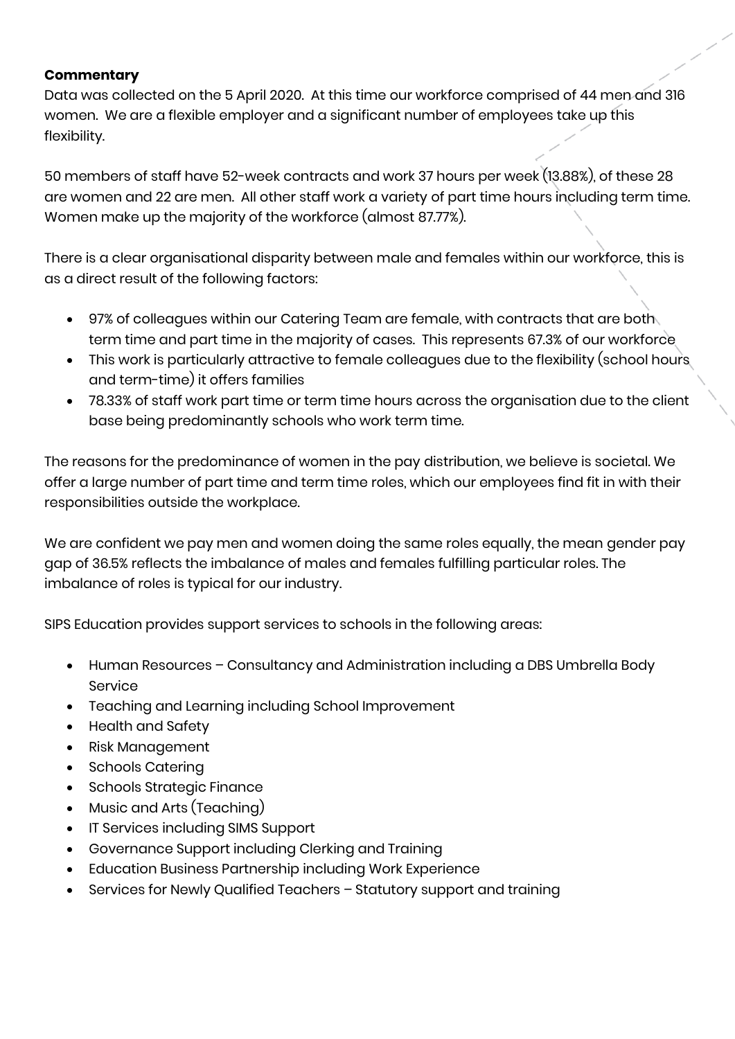**Commentary**

Data was collected on the 5 April 2020. At this time our workforce comprised of 44 men and 316 women. We are a flexible employer and a significant number of employees take up this flexibility.

50 members of staff have 52-week contracts and work 37 hours per week (13.88%), of these 28 are women and 22 are men. All other staff work a variety of part time hours including term time. Women make up the majority of the workforce (almost 87.77%).

There is a clear organisational disparity between male and females within our workforce, this is as a direct result of the following factors:

- 97% of colleagues within our Catering Team are female, with contracts that are both term time and part time in the majority of cases. This represents 67.3% of our workforce
- This work is particularly attractive to female colleagues due to the flexibility (school hours and term-time) it offers families
- 78.33% of staff work part time or term time hours across the organisation due to the client base being predominantly schools who work term time.

The reasons for the predominance of women in the pay distribution, we believe is societal. We offer a large number of part time and term time roles, which our employees find fit in with their responsibilities outside the workplace.

We are confident we pay men and women doing the same roles equally, the mean gender pay gap of 36.5% reflects the imbalance of males and females fulfilling particular roles. The imbalance of roles is typical for our industry.

SIPS Education provides support services to schools in the following areas:

- Human Resources – Consultancy and Administration including a DBS Umbrella Body Service
- Teaching and Learning including School Improvement
- Health and Safety
- Risk Management
- Schools Catering
- Schools Strategic Finance
- Music and Arts (Teaching)
- IT Services including SIMS Support
- Governance Support including Clerking and Training
- Education Business Partnership including Work Experience
- Services for Newly Qualified Teachers – Statutory support and training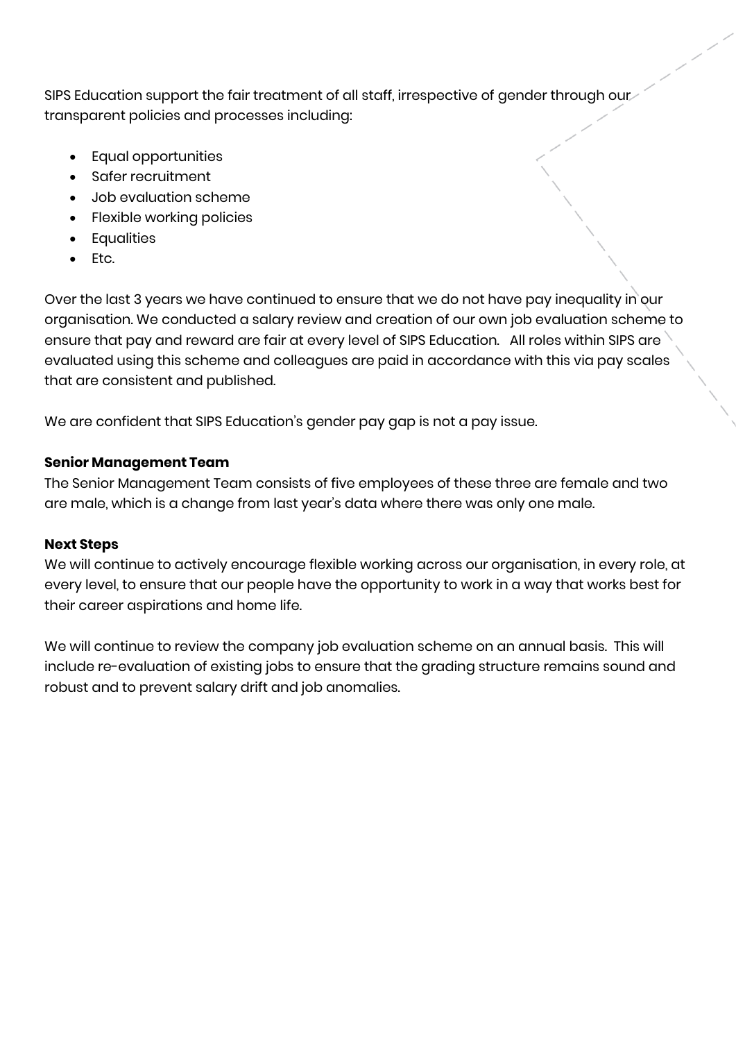SIPS Education support the fair treatment of all staff, irrespective of gender through our transparent policies and processes including:

- Equal opportunities
- Safer recruitment
- Job evaluation scheme
- Flexible working policies
- Equalities
- Etc.

Over the last 3 years we have continued to ensure that we do not have pay inequality in our organisation. We conducted a salary review and creation of our own job evaluation scheme to ensure that pay and reward are fair at every level of SIPS Education. All roles within SIPS are evaluated using this scheme and colleagues are paid in accordance with this via pay scales that are consistent and published.

We are confident that SIPS Education's gender pay gap is not a pay issue.

**Senior Management Team**

The Senior Management Team consists of five employees of these three are female and two are male, which is a change from last year's data where there was only one male.

**Next Steps**

We will continue to actively encourage flexible working across our organisation, in every role, at every level, to ensure that our people have the opportunity to work in a way that works best for their career aspirations and home life.

We will continue to review the company job evaluation scheme on an annual basis. This will include re-evaluation of existing jobs to ensure that the grading structure remains sound and robust and to prevent salary drift and job anomalies.